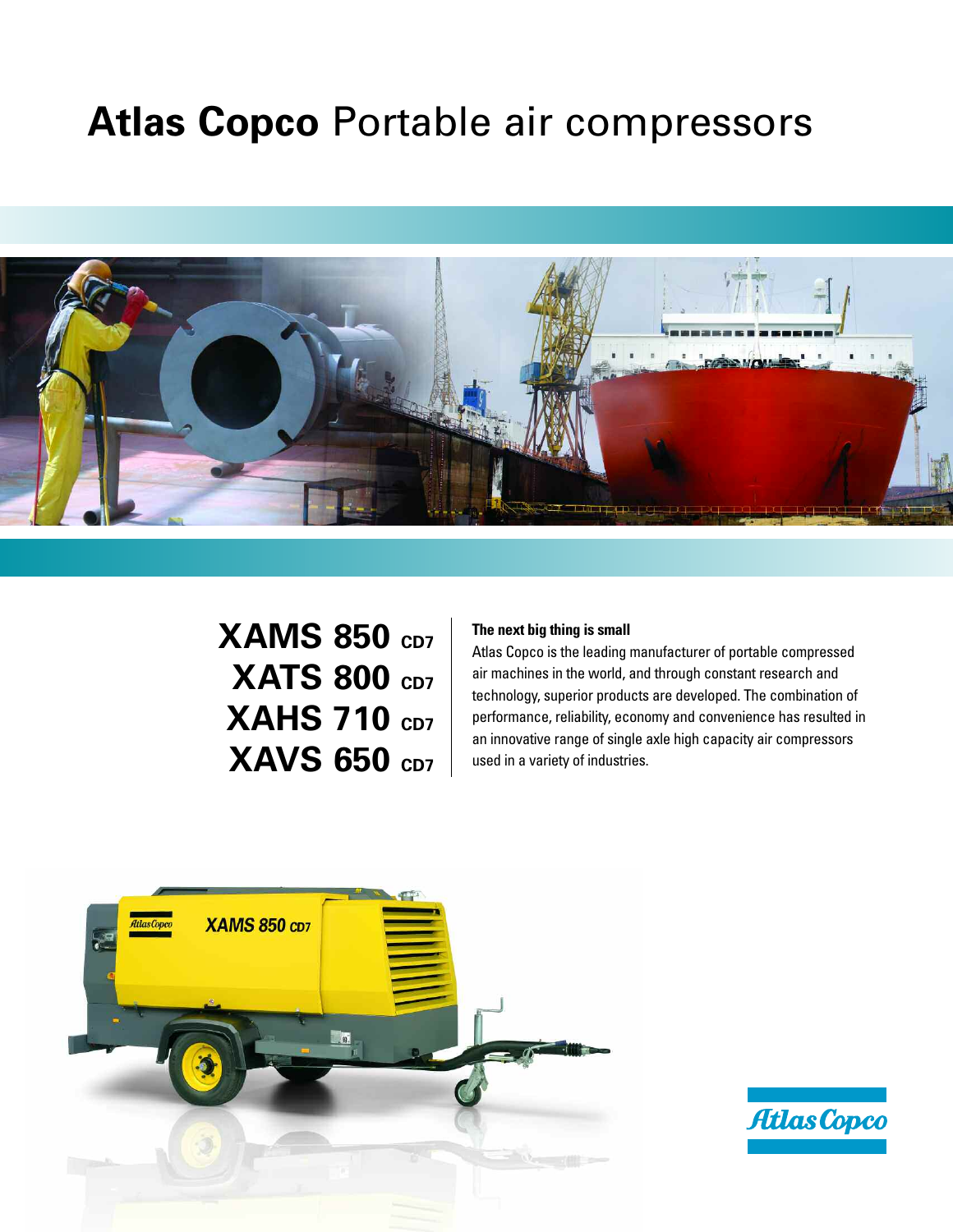# **Atlas Copco** Portable air compressors

## XAMS 850 CD7
## XATS 800 CD7
## XAHS 710 CD7
## XAVS 650 CD7

**The next big thing is small**

Atlas Copco is the leading manufacturer of portable compressed air machines in the world, and through constant research and technology, superior products are developed. The combination of performance, reliability, economy and convenience has resulted in an innovative range of single axle high capacity air compressors used in a variety of industries.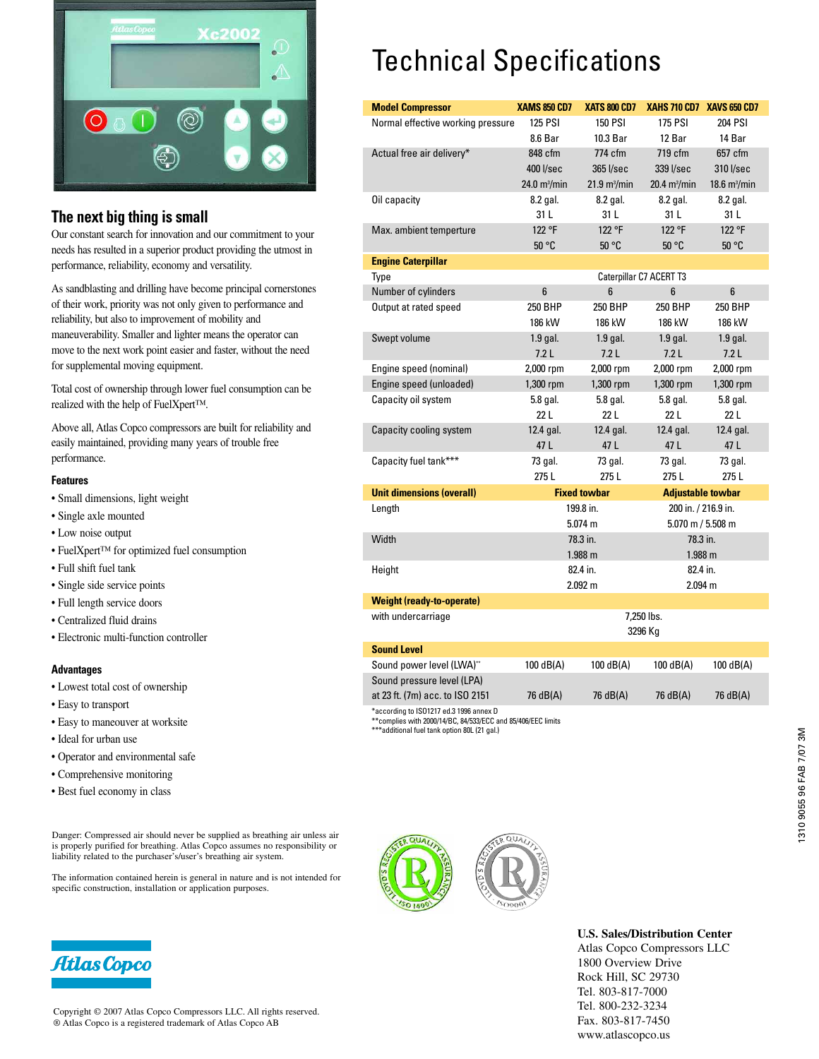## The next big thing is small

Our constant search for innovation and our commitment to your needs has resulted in a superior product providing the utmost in performance, reliability, economy and versatility.

As sandblasting and drilling have become principal cornerstones of their work, priority was not only given to performance and reliability, but also to improvement of mobility and maneuverability. Smaller and lighter means the operator can move to the next work point easier and faster, without the need for supplemental moving equipment.

Total cost of ownership through lower fuel consumption can be realized with the help of FuelXpert™.

Above all, Atlas Copco compressors are built for reliability and easily maintained, providing many years of trouble free performance.

### Features

- Small dimensions, light weight
- Single axle mounted
- Low noise output
- FuelXpert™ for optimized fuel consumption
- Full shift fuel tank
- Single side service points
- Full length service doors
- Centralized fluid drains
- Electronic multi-function controller

### Advantages

- Lowest total cost of ownership
- Easy to transport
- Easy to maneuver at worksite
- Ideal for urban use
- Operator and environmental safe
- Comprehensive monitoring
- Best fuel economy in class

# Technical Specifications

| Model Compressor | XAMS 850 CD7 | XATS 800 CD7 | XAHS 710 CD7 | XAVS 650 CD7 |
|---|---|---|---|---|
| Normal effective working pressure | 125 PSI<br>8.6 Bar | 150 PSI<br>10.3 Bar | 175 PSI<br>12 Bar | 204 PSI<br>14 Bar |
| Actual free air delivery* | 848 cfm<br>400 l/sec<br>24.0 m³/min | 774 cfm<br>365 l/sec<br>21.9 m³/min | 719 cfm<br>339 l/sec<br>20.4 m³/min | 657 cfm<br>310 l/sec<br>18.6 m³/min |
| Oil capacity | 8.2 gal.<br>31 L | 8.2 gal.<br>31 L | 8.2 gal.<br>31 L | 8.2 gal.<br>31 L |
| Max. ambient temperture | 122 °F<br>50 °C | 122 °F<br>50 °C | 122 °F<br>50 °C | 122 °F<br>50 °C |
| **Engine Caterpillar** | | | | |
| Type | Caterpillar C7 ACERT T3 | | | |
| Number of cylinders | 6 | 6 | 6 | 6 |
| Output at rated speed | 250 BHP<br>186 kW | 250 BHP<br>186 kW | 250 BHP<br>186 kW | 250 BHP<br>186 kW |
| Swept volume | 1.9 gal.<br>7.2 L | 1.9 gal.<br>7.2 L | 1.9 gal.<br>7.2 L | 1.9 gal.<br>7.2 L |
| Engine speed (nominal) | 2,000 rpm | 2,000 rpm | 2,000 rpm | 2,000 rpm |
| Engine speed (unloaded) | 1,300 rpm | 1,300 rpm | 1,300 rpm | 1,300 rpm |
| Capacity oil system | 5.8 gal.<br>22 L | 5.8 gal.<br>22 L | 5.8 gal.<br>22 L | 5.8 gal.<br>22 L |
| Capacity cooling system | 12.4 gal.<br>47 L | 12.4 gal.<br>47 L | 12.4 gal.<br>47 L | 12.4 gal.<br>47 L |
| Capacity fuel tank*** | 73 gal.<br>275 L | 73 gal.<br>275 L | 73 gal.<br>275 L | 73 gal.<br>275 L |
| **Unit dimensions (overall)** | **Fixed towbar** | | **Adjustable towbar** | |
| Length | 199.8 in.<br>5.074 m | | 200 in. / 216.9 in.<br>5.070 m / 5.508 m | |
| Width | 78.3 in.<br>1.988 m | | 78.3 in.<br>1.988 m | |
| Height | 82.4 in.<br>2.092 m | | 82.4 in.<br>2.094 m | |
| **Weight (ready-to-operate)** | | | | |
| with undercarriage | 7,250 lbs.<br>3296 Kg | | | |
| **Sound Level** | | | | |
| Sound power level (LWA)** | 100 dB(A) | 100 dB(A) | 100 dB(A) | 100 dB(A) |
| Sound pressure level (LPA) at 23 ft. (7m) acc. to ISO 2151 | 76 dB(A) | 76 dB(A) | 76 dB(A) | 76 dB(A) |

*according to ISO1217 ed.3 1996 annex D
**complies with 2000/14/BC, 84/533/ECC and 85/406/EEC limits
***additional fuel tank option 80L (21 gal.)

Danger: Compressed air should never be supplied as breathing air unless air is properly purified for breathing. Atlas Copco assumes no responsibility or liability related to the purchaser's/user's breathing air system.

The information contained herein is general in nature and is not intended for specific construction, installation or application purposes.

Copyright © 2007 Atlas Copco Compressors LLC. All rights reserved.
® Atlas Copco is a registered trademark of Atlas Copco AB

**U.S. Sales/Distribution Center**
Atlas Copco Compressors LLC
1800 Overview Drive
Rock Hill, SC 29730
Tel. 803-817-7000
Tel. 800-232-3234
Fax. 803-817-7450
www.atlascopco.us

1310 9055 96 FAB 7/07 3M